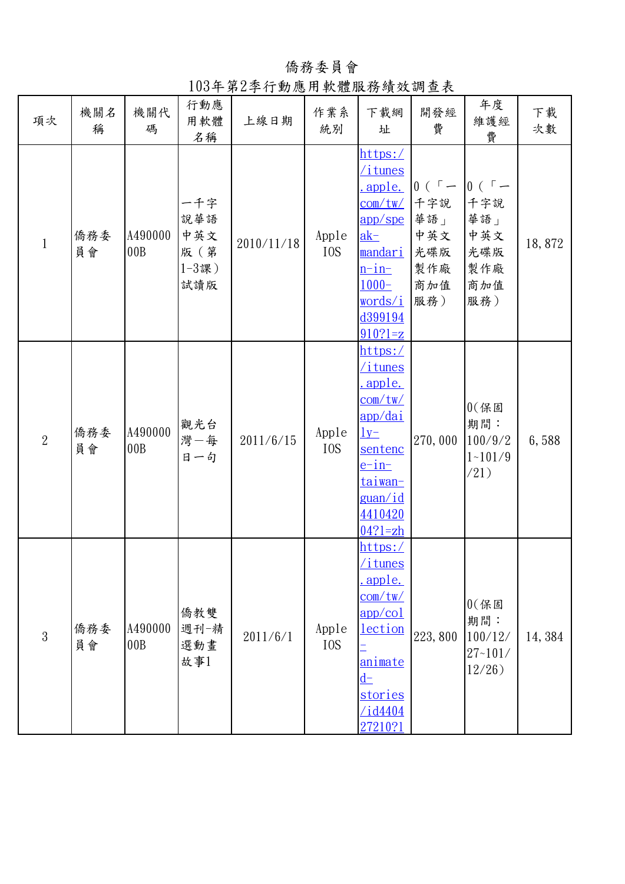# 僑務委員會

## 103年第2季行動應用軟體服務績效調查表

| 項次 | 機關名稱 | 機關代碼 | 行動應用軟體名稱 | 上線日期 | 作業系統別 | 下載網址 | 開發經費 | 年度維護經費 | 下載次數 |
|---|---|---|---|---|---|---|---|---|---|
| 1 | 僑務委員會 | A49000000B | 一千字說華語中英文版（第1-3課）試讀版 | 2010/11/18 | Apple IOS | https://itunes.apple.com/tw/app/speak-mandarin-in-1000-words/id399194910?l=z | 0（「一千字說華語」中英文光碟版製作廠商加值服務） | 0（「一千字說華語」中英文光碟版製作廠商加值服務） | 18,872 |
| 2 | 僑務委員會 | A49000000B | 觀光台灣－每日一句 | 2011/6/15 | Apple IOS | https://itunes.apple.com/tw/app/daily-sentence-in-taiwan-guan/id441042004?l=zh | 270,000 | 0(保固期間：100/9/21~101/9/21) | 6,588 |
| 3 | 僑務委員會 | A49000000B | 僑教雙週刊-精選動畫故事1 | 2011/6/1 | Apple IOS | https://itunes.apple.com/tw/app/collection-animated-stories/id440427210?l | 223,800 | 0(保固期間：100/12/27~101/12/26) | 14,384 |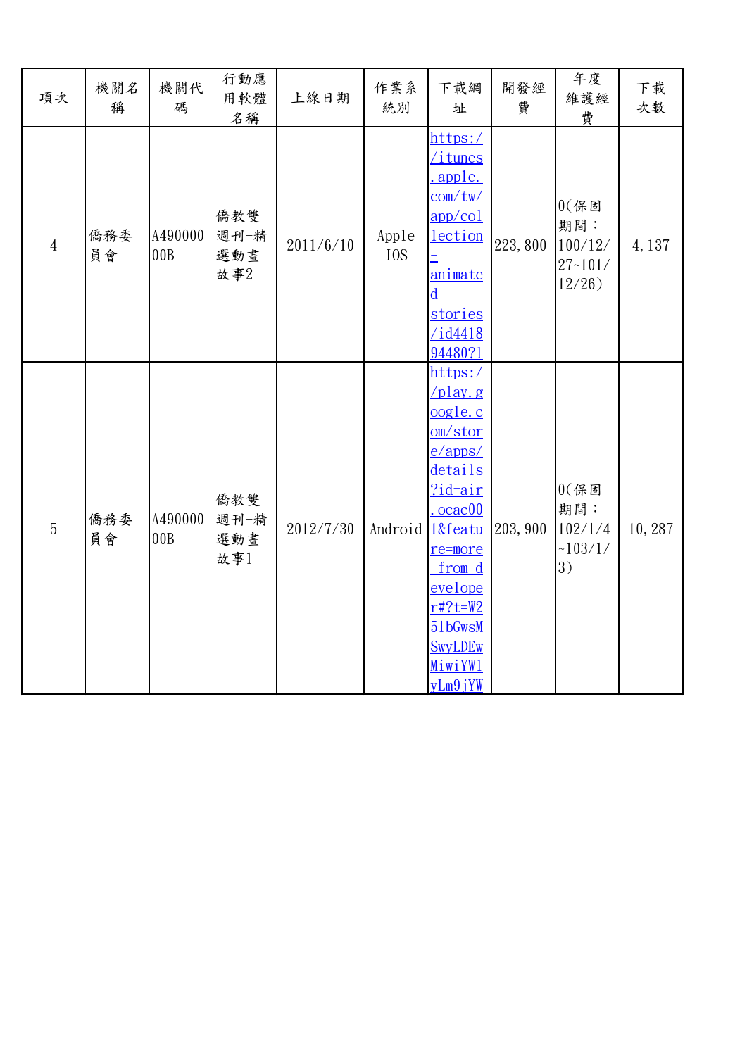| 項次 | 機關名稱 | 機關代碼 | 行動應用軟體名稱 | 上線日期 | 作業系統別 | 下載網址 | 開發經費 | 年度維護經費 | 下載次數 |
|---|---|---|---|---|---|---|---|---|---|
| 4 | 僑務委員會 | A49000000B | 僑教雙週刊-精選動畫故事2 | 2011/6/10 | Apple IOS | https://itunes.apple.com/tw/app/collection-animated-stories/id441894480?l | 223,800 | 0(保固期間：100/12/27~101/12/26) | 4,137 |
| 5 | 僑務委員會 | A49000000B | 僑教雙週刊-精選動畫故事1 | 2012/7/30 | Android | https://play.google.com/store/apps/details?id=air.ocac001&feature=more_from_developer#?t=W251bGwsMSwyLDEwMiwiYW1yLm9jYW | 203,900 | 0(保固期間：102/1/4~103/1/3) | 10,287 |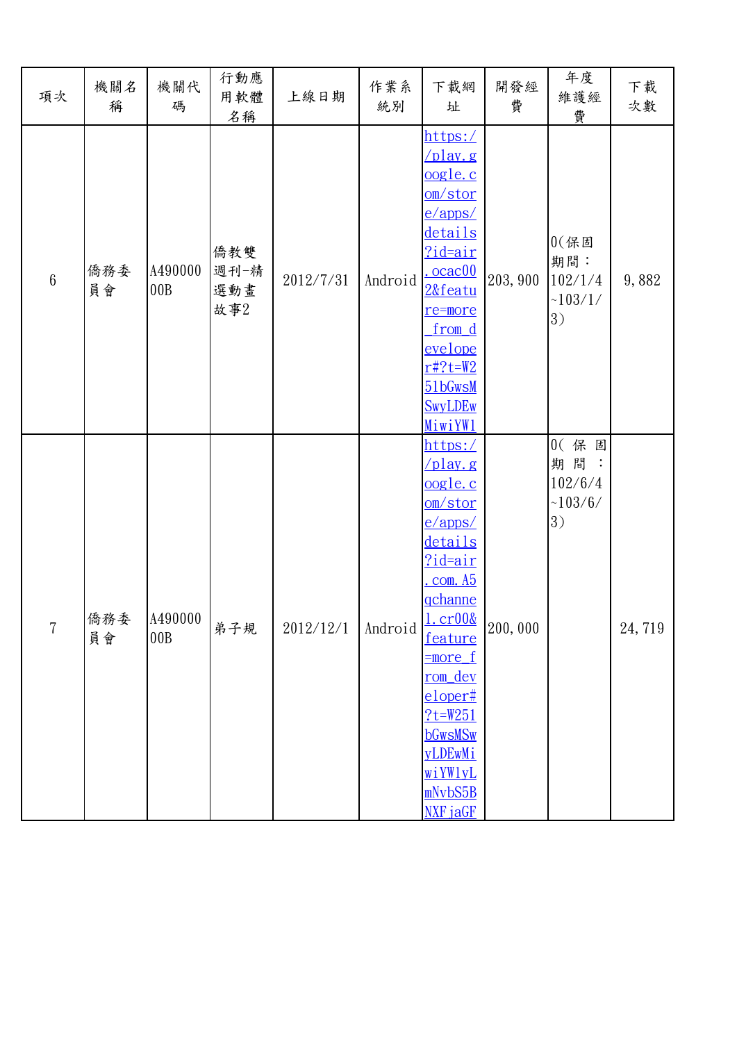| 項次 | 機關名稱 | 機關代碼 | 行動應用軟體名稱 | 上線日期 | 作業系統別 | 下載網址 | 開發經費 | 年度維護經費 | 下載次數 |
|---|---|---|---|---|---|---|---|---|---|
| 6 | 僑務委員會 | A49000000B | 僑教雙週刊-精選動畫故事2 | 2012/7/31 | Android | https://play.google.com/store/apps/details?id=air.ocac002&feature=more_from_developer#?t=W251bGwsMSwyLDEwMiwiYW1 | 203,900 | 0(保固期間：102/1/4~103/1/3) | 9,882 |
| 7 | 僑務委員會 | A49000000B | 弟子規 | 2012/12/1 | Android | https://play.google.com/store/apps/details?id=air.com.A5qchannel.cr00&feature=more_from_developer#?t=W251bGwsMSwyLDEwMiwiYW1yLmNvbS5BNXFjaGF | 200,000 | 0(保固期間：102/6/4~103/6/3) | 24,719 |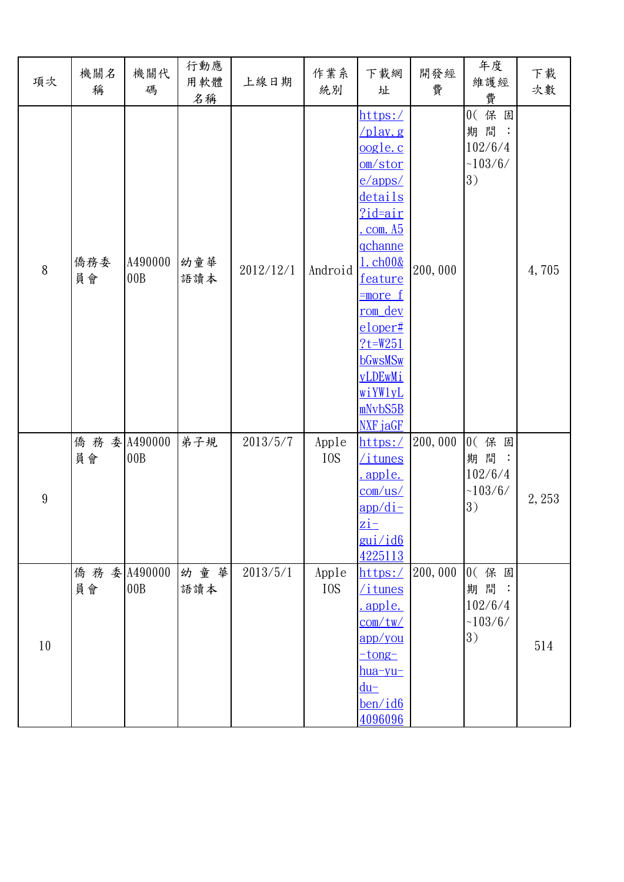| 項次 | 機關名稱 | 機關代碼 | 行動應用軟體名稱 | 上線日期 | 作業系統別 | 下載網址 | 開發經費 | 年度維護經費 | 下載次數 |
|---|---|---|---|---|---|---|---|---|---|
| 8 | 僑務委員會 | A49000000B | 幼童華語讀本 | 2012/12/1 | Android | https://play.google.com/store/apps/details?id=air.com.A5qchannel.ch00&feature=more_from_developer#?t=W251bGwsMSwyLDEwMiwiYW1yLmNvbS5BNXFjaGF | 200,000 | 0(保固期間：102/6/4~103/6/3) | 4,705 |
| 9 | 僑務委員會 | A49000000B | 弟子規 | 2013/5/7 | Apple IOS | https://itunes.apple.com/us/app/di-zi-gui/id64225113 | 200,000 | 0(保固期間：102/6/4~103/6/3) | 2,253 |
| 10 | 僑務委員會 | A49000000B | 幼童華語讀本 | 2013/5/1 | Apple IOS | https://itunes.apple.com/tw/app/you-tong-hua-yu-du-ben/id64096096 | 200,000 | 0(保固期間：102/6/4~103/6/3) | 514 |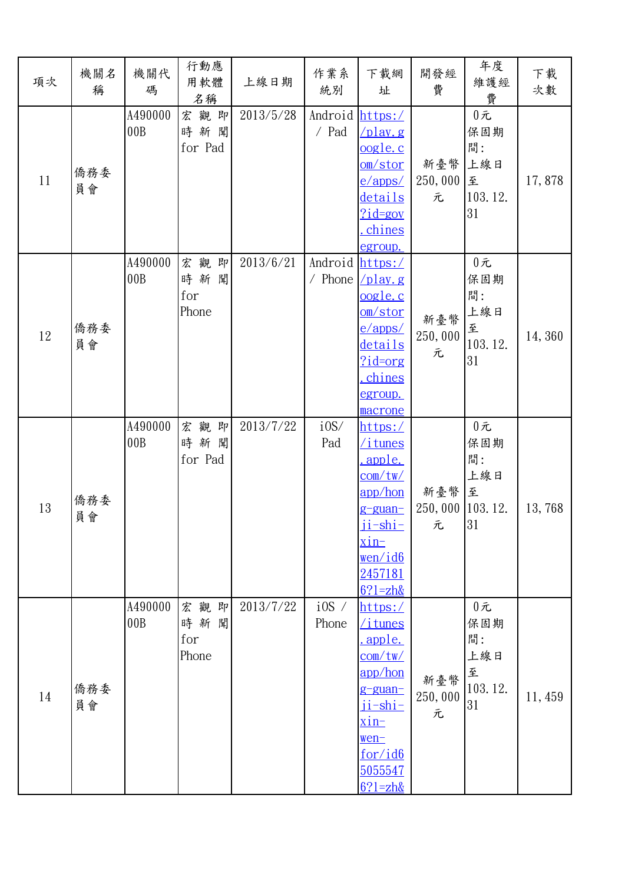| 項次 | 機關名稱 | 機關代碼 | 行動應用軟體名稱 | 上線日期 | 作業系統別 | 下載網址 | 開發經費 | 年度維護經費 | 下載次數 |
|---|---|---|---|---|---|---|---|---|---|
| 11 | 僑務委員會 | A49000000B | 宏觀即時新聞 for Pad | 2013/5/28 | Android / Pad | https://play.google.com/store/apps/details?id=gov.chinesegroup. | 新臺幣250,000元 | 0元 保固期間：上線日至103.12.31 | 17,878 |
| 12 | 僑務委員會 | A49000000B | 宏觀即時新聞 for Phone | 2013/6/21 | Android / Phone | https://play.google.com/store/apps/details?id=org.chinesegroup.macrone | 新臺幣250,000元 | 0元 保固期間：上線日至103.12.31 | 14,360 |
| 13 | 僑務委員會 | A49000000B | 宏觀即時新聞 for Pad | 2013/7/22 | iOS/ Pad | https://itunes.apple.com/tw/app/hong-guan-ji-shi-xin-wen/id624571816?l=zh& | 新臺幣250,000元 | 0元 保固期間：上線日至103.12.31 | 13,768 |
| 14 | 僑務委員會 | A49000000B | 宏觀即時新聞 for Phone | 2013/7/22 | iOS / Phone | https://itunes.apple.com/tw/app/hong-guan-ji-shi-xin-wen-for/id650555476?l=zh& | 新臺幣250,000元 | 0元 保固期間：上線日至103.12.31 | 11,459 |